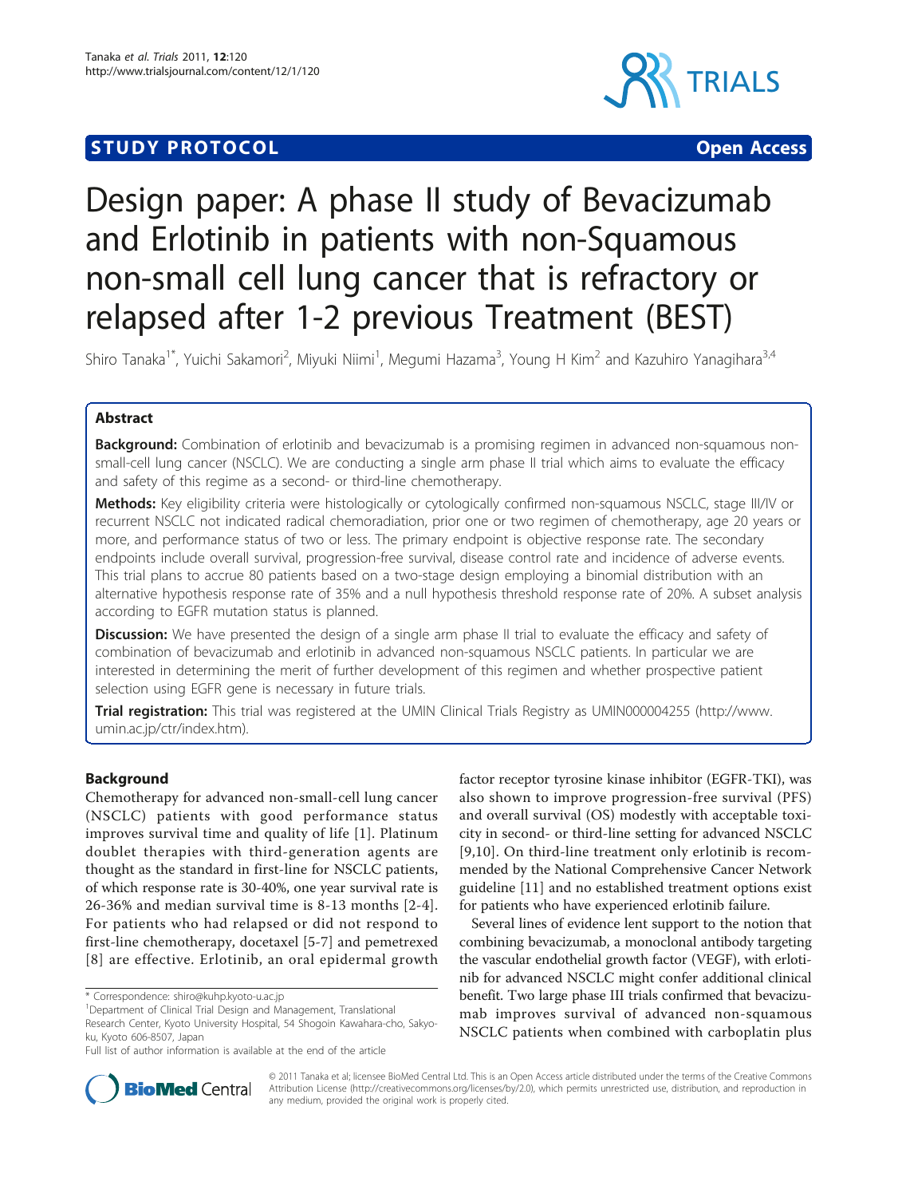**STUDY PROTOCOL** **Open Access**

# Design paper: A phase II study of Bevacizumab and Erlotinib in patients with non-Squamous non-small cell lung cancer that is refractory or relapsed after 1-2 previous Treatment (BEST)

Shiro Tanaka[1*], Yuichi Sakamori[2], Miyuki Niimi[1], Megumi Hazama[3], Young H Kim[2] and Kazuhiro Yanagihara[3,4]

## Abstract

**Background:** Combination of erlotinib and bevacizumab is a promising regimen in advanced non-squamous non-small-cell lung cancer (NSCLC). We are conducting a single arm phase II trial which aims to evaluate the efficacy and safety of this regime as a second- or third-line chemotherapy.

**Methods:** Key eligibility criteria were histologically or cytologically confirmed non-squamous NSCLC, stage III/IV or recurrent NSCLC not indicated radical chemoradiation, prior one or two regimen of chemotherapy, age 20 years or more, and performance status of two or less. The primary endpoint is objective response rate. The secondary endpoints include overall survival, progression-free survival, disease control rate and incidence of adverse events. This trial plans to accrue 80 patients based on a two-stage design employing a binomial distribution with an alternative hypothesis response rate of 35% and a null hypothesis threshold response rate of 20%. A subset analysis according to EGFR mutation status is planned.

**Discussion:** We have presented the design of a single arm phase II trial to evaluate the efficacy and safety of combination of bevacizumab and erlotinib in advanced non-squamous NSCLC patients. In particular we are interested in determining the merit of further development of this regimen and whether prospective patient selection using EGFR gene is necessary in future trials.

**Trial registration:** This trial was registered at the UMIN Clinical Trials Registry as UMIN000004255 (http://www.umin.ac.jp/ctr/index.htm).

## Background

Chemotherapy for advanced non-small-cell lung cancer (NSCLC) patients with good performance status improves survival time and quality of life [1]. Platinum doublet therapies with third-generation agents are thought as the standard in first-line for NSCLC patients, of which response rate is 30-40%, one year survival rate is 26-36% and median survival time is 8-13 months [2-4]. For patients who had relapsed or did not respond to first-line chemotherapy, docetaxel [5-7] and pemetrexed [8] are effective. Erlotinib, an oral epidermal growth factor receptor tyrosine kinase inhibitor (EGFR-TKI), was also shown to improve progression-free survival (PFS) and overall survival (OS) modestly with acceptable toxicity in second- or third-line setting for advanced NSCLC [9,10]. On third-line treatment only erlotinib is recommended by the National Comprehensive Cancer Network guideline [11] and no established treatment options exist for patients who have experienced erlotinib failure.

Several lines of evidence lent support to the notion that combining bevacizumab, a monoclonal antibody targeting the vascular endothelial growth factor (VEGF), with erlotinib for advanced NSCLC might confer additional clinical benefit. Two large phase III trials confirmed that bevacizumab improves survival of advanced non-squamous NSCLC patients when combined with carboplatin plus

\* Correspondence: shiro@kuhp.kyoto-u.ac.jp
[1]Department of Clinical Trial Design and Management, Translational Research Center, Kyoto University Hospital, 54 Shogoin Kawahara-cho, Sakyo-ku, Kyoto 606-8507, Japan
Full list of author information is available at the end of the article

© 2011 Tanaka et al; licensee BioMed Central Ltd. This is an Open Access article distributed under the terms of the Creative Commons Attribution License (http://creativecommons.org/licenses/by/2.0), which permits unrestricted use, distribution, and reproduction in any medium, provided the original work is properly cited.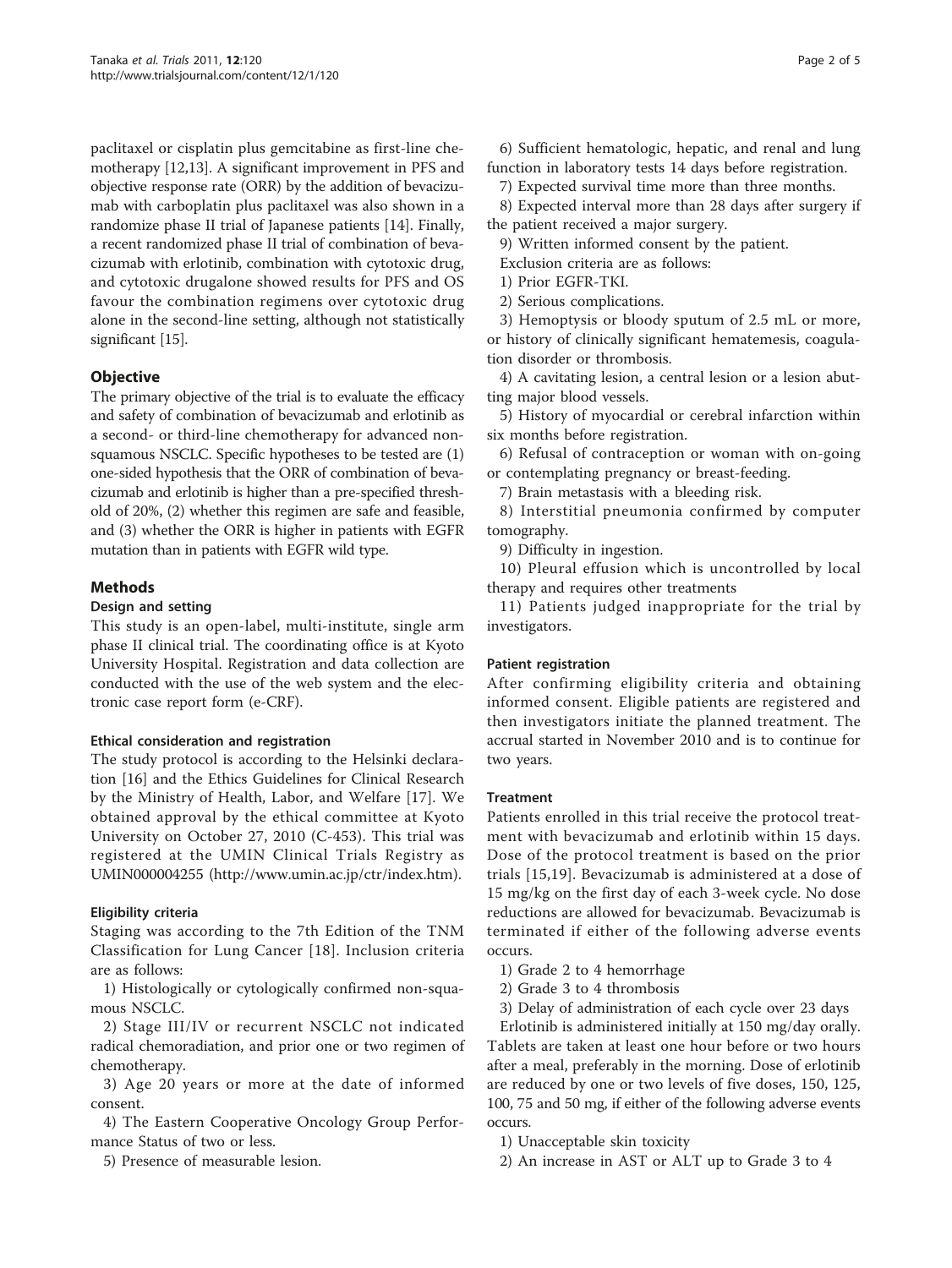paclitaxel or cisplatin plus gemcitabine as first-line chemotherapy [12,13]. A significant improvement in PFS and objective response rate (ORR) by the addition of bevacizumab with carboplatin plus paclitaxel was also shown in a randomize phase II trial of Japanese patients [14]. Finally, a recent randomized phase II trial of combination of bevacizumab with erlotinib, combination with cytotoxic drug, and cytotoxic drugalone showed results for PFS and OS favour the combination regimens over cytotoxic drug alone in the second-line setting, although not statistically significant [15].

## Objective

The primary objective of the trial is to evaluate the efficacy and safety of combination of bevacizumab and erlotinib as a second- or third-line chemotherapy for advanced non-squamous NSCLC. Specific hypotheses to be tested are (1) one-sided hypothesis that the ORR of combination of bevacizumab and erlotinib is higher than a pre-specified threshold of 20%, (2) whether this regimen are safe and feasible, and (3) whether the ORR is higher in patients with EGFR mutation than in patients with EGFR wild type.

## Methods

### Design and setting

This study is an open-label, multi-institute, single arm phase II clinical trial. The coordinating office is at Kyoto University Hospital. Registration and data collection are conducted with the use of the web system and the electronic case report form (e-CRF).

#### Ethical consideration and registration

The study protocol is according to the Helsinki declaration [16] and the Ethics Guidelines for Clinical Research by the Ministry of Health, Labor, and Welfare [17]. We obtained approval by the ethical committee at Kyoto University on October 27, 2010 (C-453). This trial was registered at the UMIN Clinical Trials Registry as UMIN000004255 (http://www.umin.ac.jp/ctr/index.htm).

#### Eligibility criteria

Staging was according to the 7th Edition of the TNM Classification for Lung Cancer [18]. Inclusion criteria are as follows:

1) Histologically or cytologically confirmed non-squamous NSCLC.

2) Stage III/IV or recurrent NSCLC not indicated radical chemoradiation, and prior one or two regimen of chemotherapy.

3) Age 20 years or more at the date of informed consent.

4) The Eastern Cooperative Oncology Group Performance Status of two or less.

5) Presence of measurable lesion.

6) Sufficient hematologic, hepatic, and renal and lung function in laboratory tests 14 days before registration.

7) Expected survival time more than three months.

8) Expected interval more than 28 days after surgery if the patient received a major surgery.

9) Written informed consent by the patient.

Exclusion criteria are as follows:

1) Prior EGFR-TKI.

2) Serious complications.

3) Hemoptysis or bloody sputum of 2.5 mL or more, or history of clinically significant hematemesis, coagulation disorder or thrombosis.

4) A cavitating lesion, a central lesion or a lesion abutting major blood vessels.

5) History of myocardial or cerebral infarction within six months before registration.

6) Refusal of contraception or woman with on-going or contemplating pregnancy or breast-feeding.

7) Brain metastasis with a bleeding risk.

8) Interstitial pneumonia confirmed by computer tomography.

9) Difficulty in ingestion.

10) Pleural effusion which is uncontrolled by local therapy and requires other treatments

11) Patients judged inappropriate for the trial by investigators.

#### Patient registration

After confirming eligibility criteria and obtaining informed consent. Eligible patients are registered and then investigators initiate the planned treatment. The accrual started in November 2010 and is to continue for two years.

#### Treatment

Patients enrolled in this trial receive the protocol treatment with bevacizumab and erlotinib within 15 days. Dose of the protocol treatment is based on the prior trials [15,19]. Bevacizumab is administered at a dose of 15 mg/kg on the first day of each 3-week cycle. No dose reductions are allowed for bevacizumab. Bevacizumab is terminated if either of the following adverse events occurs.

1) Grade 2 to 4 hemorrhage

2) Grade 3 to 4 thrombosis

3) Delay of administration of each cycle over 23 days

Erlotinib is administered initially at 150 mg/day orally. Tablets are taken at least one hour before or two hours after a meal, preferably in the morning. Dose of erlotinib are reduced by one or two levels of five doses, 150, 125, 100, 75 and 50 mg, if either of the following adverse events occurs.

1) Unacceptable skin toxicity

2) An increase in AST or ALT up to Grade 3 to 4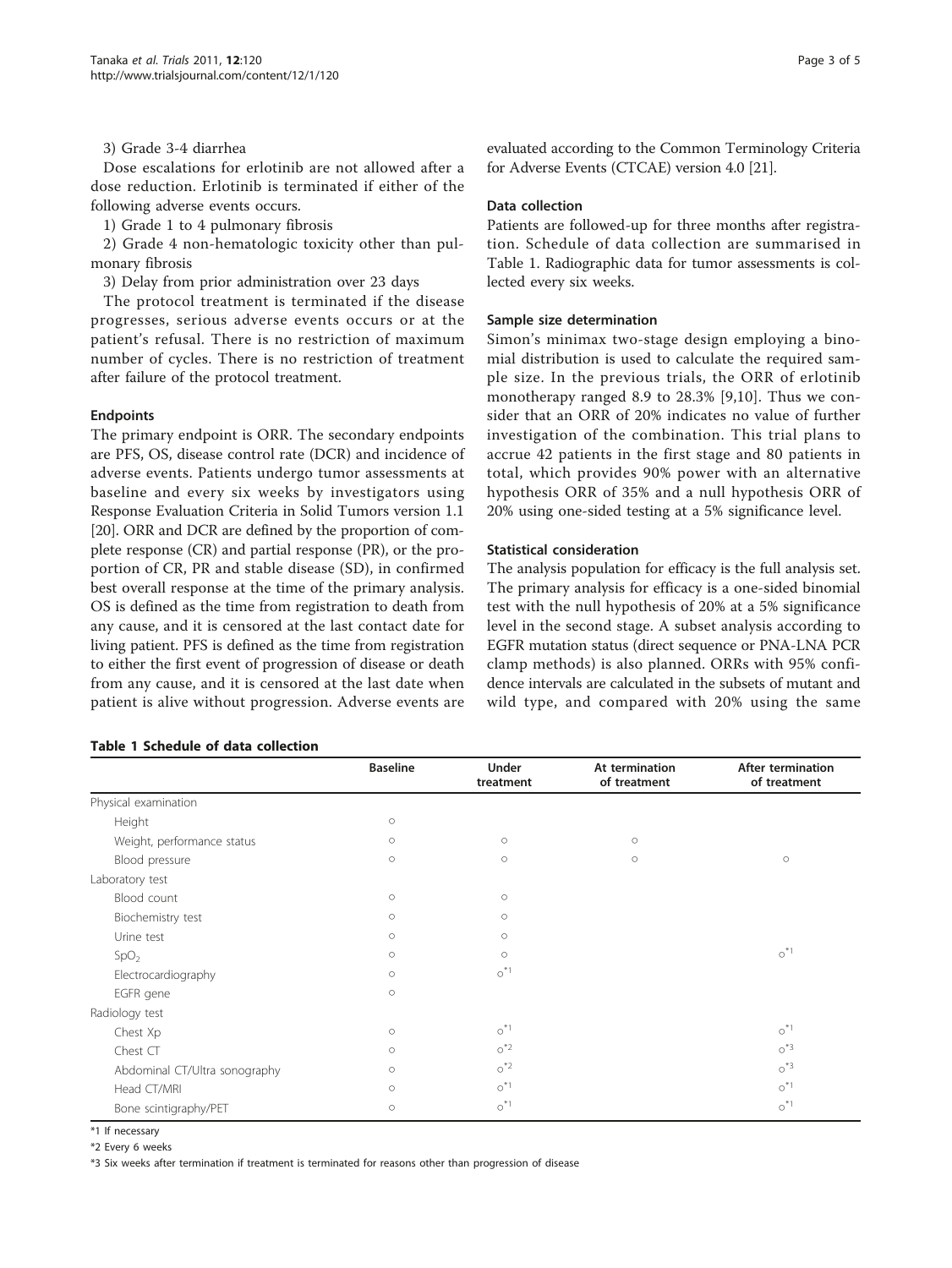3) Grade 3-4 diarrhea

Dose escalations for erlotinib are not allowed after a dose reduction. Erlotinib is terminated if either of the following adverse events occurs.

1) Grade 1 to 4 pulmonary fibrosis

2) Grade 4 non-hematologic toxicity other than pulmonary fibrosis

3) Delay from prior administration over 23 days

The protocol treatment is terminated if the disease progresses, serious adverse events occurs or at the patient's refusal. There is no restriction of maximum number of cycles. There is no restriction of treatment after failure of the protocol treatment.

### Endpoints

The primary endpoint is ORR. The secondary endpoints are PFS, OS, disease control rate (DCR) and incidence of adverse events. Patients undergo tumor assessments at baseline and every six weeks by investigators using Response Evaluation Criteria in Solid Tumors version 1.1 [20]. ORR and DCR are defined by the proportion of complete response (CR) and partial response (PR), or the proportion of CR, PR and stable disease (SD), in confirmed best overall response at the time of the primary analysis. OS is defined as the time from registration to death from any cause, and it is censored at the last contact date for living patient. PFS is defined as the time from registration to either the first event of progression of disease or death from any cause, and it is censored at the last date when patient is alive without progression. Adverse events are evaluated according to the Common Terminology Criteria for Adverse Events (CTCAE) version 4.0 [21].

### Data collection

Patients are followed-up for three months after registration. Schedule of data collection are summarised in Table 1. Radiographic data for tumor assessments is collected every six weeks.

### Sample size determination

Simon's minimax two-stage design employing a binomial distribution is used to calculate the required sample size. In the previous trials, the ORR of erlotinib monotherapy ranged 8.9 to 28.3% [9,10]. Thus we consider that an ORR of 20% indicates no value of further investigation of the combination. This trial plans to accrue 42 patients in the first stage and 80 patients in total, which provides 90% power with an alternative hypothesis ORR of 35% and a null hypothesis ORR of 20% using one-sided testing at a 5% significance level.

### Statistical consideration

The analysis population for efficacy is the full analysis set. The primary analysis for efficacy is a one-sided binomial test with the null hypothesis of 20% at a 5% significance level in the second stage. A subset analysis according to EGFR mutation status (direct sequence or PNA-LNA PCR clamp methods) is also planned. ORRs with 95% confidence intervals are calculated in the subsets of mutant and wild type, and compared with 20% using the same

**Table 1 Schedule of data collection**

| | Baseline | Under treatment | At termination of treatment | After termination of treatment |
|---|---|---|---|---|
| Physical examination | | | | |
| Height | ○ | | | |
| Weight, performance status | ○ | ○ | ○ | |
| Blood pressure | ○ | ○ | ○ | ○ |
| Laboratory test | | | | |
| Blood count | ○ | ○ | | |
| Biochemistry test | ○ | ○ | | |
| Urine test | ○ | ○ | | |
| $SpO_2$ | ○ | ○ | | ○*1 |
| Electrocardiography | ○ | ○*1 | | |
| EGFR gene | ○ | | | |
| Radiology test | | | | |
| Chest Xp | ○ | ○*1 | | ○*1 |
| Chest CT | ○ | ○*2 | | ○*3 |
| Abdominal CT/Ultra sonography | ○ | ○*2 | | ○*3 |
| Head CT/MRI | ○ | ○*1 | | ○*1 |
| Bone scintigraphy/PET | ○ | ○*1 | | ○*1 |

*1 If necessary

*2 Every 6 weeks

*3 Six weeks after termination if treatment is terminated for reasons other than progression of disease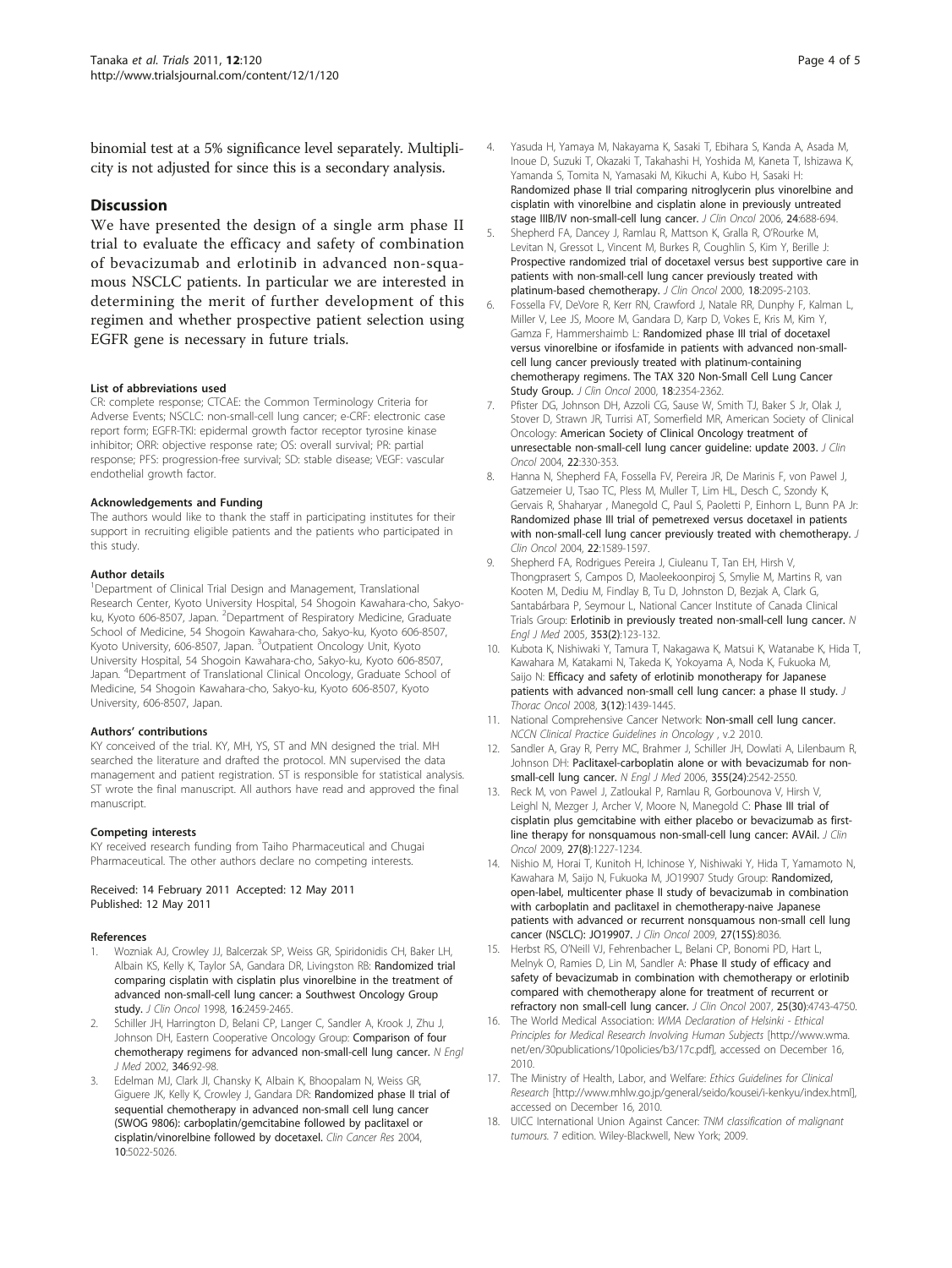binomial test at a 5% significance level separately. Multiplicity is not adjusted for since this is a secondary analysis.

## Discussion

We have presented the design of a single arm phase II trial to evaluate the efficacy and safety of combination of bevacizumab and erlotinib in advanced non-squamous NSCLC patients. In particular we are interested in determining the merit of further development of this regimen and whether prospective patient selection using EGFR gene is necessary in future trials.

#### List of abbreviations used

CR: complete response; CTCAE: the Common Terminology Criteria for Adverse Events; NSCLC: non-small-cell lung cancer; e-CRF: electronic case report form; EGFR-TKI: epidermal growth factor receptor tyrosine kinase inhibitor; ORR: objective response rate; OS: overall survival; PR: partial response; PFS: progression-free survival; SD: stable disease; VEGF: vascular endothelial growth factor.

#### Acknowledgements and Funding

The authors would like to thank the staff in participating institutes for their support in recruiting eligible patients and the patients who participated in this study.

#### Author details

[1]Department of Clinical Trial Design and Management, Translational Research Center, Kyoto University Hospital, 54 Shogoin Kawahara-cho, Sakyo-ku, Kyoto 606-8507, Japan. [2]Department of Respiratory Medicine, Graduate School of Medicine, 54 Shogoin Kawahara-cho, Sakyo-ku, Kyoto 606-8507, Kyoto University, 606-8507, Japan. [3]Outpatient Oncology Unit, Kyoto University Hospital, 54 Shogoin Kawahara-cho, Sakyo-ku, Kyoto 606-8507, Japan. [4]Department of Translational Clinical Oncology, Graduate School of Medicine, 54 Shogoin Kawahara-cho, Sakyo-ku, Kyoto 606-8507, Kyoto University, 606-8507, Japan.

#### Authors' contributions

KY conceived of the trial. KY, MH, YS, ST and MN designed the trial. MH searched the literature and drafted the protocol. MN supervised the data management and patient registration. ST is responsible for statistical analysis. ST wrote the final manuscript. All authors have read and approved the final manuscript.

#### Competing interests

KY received research funding from Taiho Pharmaceutical and Chugai Pharmaceutical. The other authors declare no competing interests.

Received: 14 February 2011 Accepted: 12 May 2011
Published: 12 May 2011

#### References

1. Wozniak AJ, Crowley JJ, Balcerzak SP, Weiss GR, Spiridonidis CH, Baker LH, Albain KS, Kelly K, Taylor SA, Gandara DR, Livingston RB: Randomized trial comparing cisplatin with cisplatin plus vinorelbine in the treatment of advanced non-small-cell lung cancer: a Southwest Oncology Group study. *J Clin Oncol* 1998, **16**:2459-2465.
2. Schiller JH, Harrington D, Belani CP, Langer C, Sandler A, Krook J, Zhu J, Johnson DH, Eastern Cooperative Oncology Group: Comparison of four chemotherapy regimens for advanced non-small-cell lung cancer. *N Engl J Med* 2002, **346**:92-98.
3. Edelman MJ, Clark JI, Chansky K, Albain K, Bhoopalam N, Weiss GR, Giguere JK, Kelly K, Crowley J, Gandara DR: Randomized phase II trial of sequential chemotherapy in advanced non-small cell lung cancer (SWOG 9806): carboplatin/gemcitabine followed by paclitaxel or cisplatin/vinorelbine followed by docetaxel. *Clin Cancer Res* 2004, **10**:5022-5026.
4. Yasuda H, Yamaya M, Nakayama K, Sasaki T, Ebihara S, Kanda A, Asada M, Inoue D, Suzuki T, Okazaki T, Takahashi H, Yoshida M, Kaneta T, Ishizawa K, Yamanda S, Tomita N, Yamasaki M, Kikuchi A, Kubo H, Sasaki H: Randomized phase II trial comparing nitroglycerin plus vinorelbine and cisplatin with vinorelbine and cisplatin alone in previously untreated stage IIIB/IV non-small-cell lung cancer. *J Clin Oncol* 2006, **24**:688-694.
5. Shepherd FA, Dancey J, Ramlau R, Mattson K, Gralla R, O'Rourke M, Levitan N, Gressot L, Vincent M, Burkes R, Coughlin S, Kim Y, Berille J: Prospective randomized trial of docetaxel versus best supportive care in patients with non-small-cell lung cancer previously treated with platinum-based chemotherapy. *J Clin Oncol* 2000, **18**:2095-2103.
6. Fossella FV, DeVore R, Kerr RN, Crawford J, Natale RR, Dunphy F, Kalman L, Miller V, Lee JS, Moore M, Gandara D, Karp D, Vokes E, Kris M, Kim Y, Gamza F, Hammershaimb L: Randomized phase III trial of docetaxel versus vinorelbine or ifosfamide in patients with advanced non-small-cell lung cancer previously treated with platinum-containing chemotherapy regimens. The TAX 320 Non-Small Cell Lung Cancer Study Group. *J Clin Oncol* 2000, **18**:2354-2362.
7. Pfister DG, Johnson DH, Azzoli CG, Sause W, Smith TJ, Baker S Jr, Olak J, Stover D, Strawn JR, Turrisi AT, Somerfield MR, American Society of Clinical Oncology: American Society of Clinical Oncology treatment of unresectable non-small-cell lung cancer guideline: update 2003. *J Clin Oncol* 2004, **22**:330-353.
8. Hanna N, Shepherd FA, Fossella FV, Pereira JR, De Marinis F, von Pawel J, Gatzemeier U, Tsao TC, Pless M, Muller T, Lim HL, Desch C, Szondy K, Gervais R, Shaharyar , Manegold C, Paul S, Paoletti P, Einhorn L, Bunn PA Jr: Randomized phase III trial of pemetrexed versus docetaxel in patients with non-small-cell lung cancer previously treated with chemotherapy. *J Clin Oncol* 2004, **22**:1589-1597.
9. Shepherd FA, Rodrigues Pereira J, Ciuleanu T, Tan EH, Hirsh V, Thongprasert S, Campos D, Maoleekoonpiroj S, Smylie M, Martins R, van Kooten M, Dediu M, Findlay B, Tu D, Johnston D, Bezjak A, Clark G, Santabárbara P, Seymour L, National Cancer Institute of Canada Clinical Trials Group: Erlotinib in previously treated non-small-cell lung cancer. *N Engl J Med* 2005, **353(2)**:123-132.
10. Kubota K, Nishiwaki Y, Tamura T, Nakagawa K, Matsui K, Watanabe K, Hida T, Kawahara M, Katakami N, Takeda K, Yokoyama A, Noda K, Fukuoka M, Saijo N: Efficacy and safety of erlotinib monotherapy for Japanese patients with advanced non-small cell lung cancer: a phase II study. *J Thorac Oncol* 2008, **3(12)**:1439-1445.
11. National Comprehensive Cancer Network: Non-small cell lung cancer. *NCCN Clinical Practice Guidelines in Oncology* , v.2 2010.
12. Sandler A, Gray R, Perry MC, Brahmer J, Schiller JH, Dowlati A, Lilenbaum R, Johnson DH: Paclitaxel-carboplatin alone or with bevacizumab for non-small-cell lung cancer. *N Engl J Med* 2006, **355(24)**:2542-2550.
13. Reck M, von Pawel J, Zatloukal P, Ramlau R, Gorbounova V, Hirsh V, Leighl N, Mezger J, Archer V, Moore N, Manegold C: Phase III trial of cisplatin plus gemcitabine with either placebo or bevacizumab as first-line therapy for nonsquamous non-small-cell lung cancer: AVAiL. *J Clin Oncol* 2009, **27(8)**:1227-1234.
14. Nishio M, Horai T, Kunitoh H, Ichinose Y, Nishiwaki Y, Hida T, Yamamoto N, Kawahara M, Saijo N, Fukuoka M, JO19907 Study Group: Randomized, open-label, multicenter phase II study of bevacizumab in combination with carboplatin and paclitaxel in chemotherapy-naive Japanese patients with advanced or recurrent nonsquamous non-small cell lung cancer (NSCLC): JO19907. *J Clin Oncol* 2009, **27(15S)**:8036.
15. Herbst RS, O'Neill VJ, Fehrenbacher L, Belani CP, Bonomi PD, Hart L, Melnyk O, Ramies D, Lin M, Sandler A: Phase II study of efficacy and safety of bevacizumab in combination with chemotherapy or erlotinib compared with chemotherapy alone for treatment of recurrent or refractory non small-cell lung cancer. *J Clin Oncol* 2007, **25(30)**:4743-4750.
16. The World Medical Association: *WMA Declaration of Helsinki - Ethical Principles for Medical Research Involving Human Subjects* [http://www.wma.net/en/30publications/10policies/b3/17c.pdf], accessed on December 16, 2010.
17. The Ministry of Health, Labor, and Welfare: *Ethics Guidelines for Clinical Research* [http://www.mhlw.go.jp/general/seido/kousei/i-kenkyu/index.html], accessed on December 16, 2010.
18. UICC International Union Against Cancer: *TNM classification of malignant tumours.* 7 edition. Wiley-Blackwell, New York; 2009.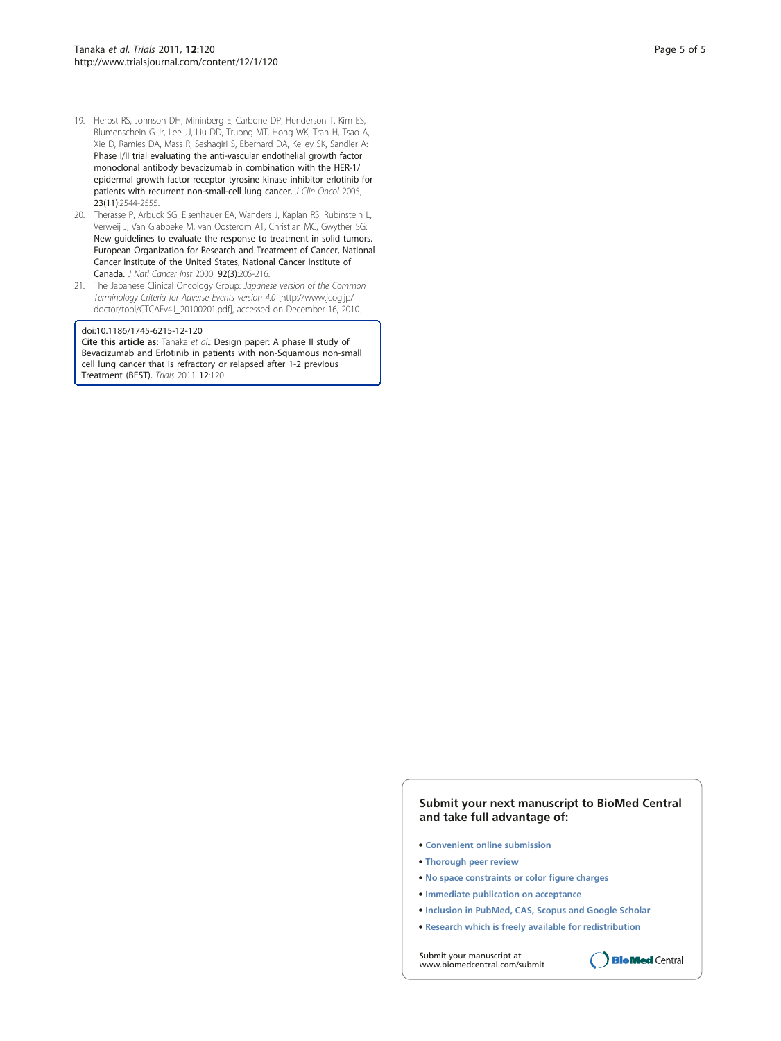19. Herbst RS, Johnson DH, Mininberg E, Carbone DP, Henderson T, Kim ES, Blumenschein G Jr, Lee JJ, Liu DD, Truong MT, Hong WK, Tran H, Tsao A, Xie D, Ramies DA, Mass R, Seshagiri S, Eberhard DA, Kelley SK, Sandler A: **Phase I/II trial evaluating the anti-vascular endothelial growth factor monoclonal antibody bevacizumab in combination with the HER-1/epidermal growth factor receptor tyrosine kinase inhibitor erlotinib for patients with recurrent non-small-cell lung cancer.** *J Clin Oncol* 2005, **23(11)**:2544-2555.
20. Therasse P, Arbuck SG, Eisenhauer EA, Wanders J, Kaplan RS, Rubinstein L, Verweij J, Van Glabbeke M, van Oosterom AT, Christian MC, Gwyther SG: **New guidelines to evaluate the response to treatment in solid tumors. European Organization for Research and Treatment of Cancer, National Cancer Institute of the United States, National Cancer Institute of Canada.** *J Natl Cancer Inst* 2000, **92(3)**:205-216.
21. The Japanese Clinical Oncology Group: *Japanese version of the Common Terminology Criteria for Adverse Events version 4.0* [http://www.jcog.jp/doctor/tool/CTCAEv4J_20100201.pdf], accessed on December 16, 2010.

doi:10.1186/1745-6215-12-120

**Cite this article as:** Tanaka *et al.*: Design paper: A phase II study of Bevacizumab and Erlotinib in patients with non-Squamous non-small cell lung cancer that is refractory or relapsed after 1-2 previous Treatment (BEST). *Trials* 2011 **12**:120.

**Submit your next manuscript to BioMed Central and take full advantage of:**

- **Convenient online submission**
- **Thorough peer review**
- **No space constraints or color figure charges**
- **Immediate publication on acceptance**
- **Inclusion in PubMed, CAS, Scopus and Google Scholar**
- **Research which is freely available for redistribution**

Submit your manuscript at
www.biomedcentral.com/submit

BioMed Central